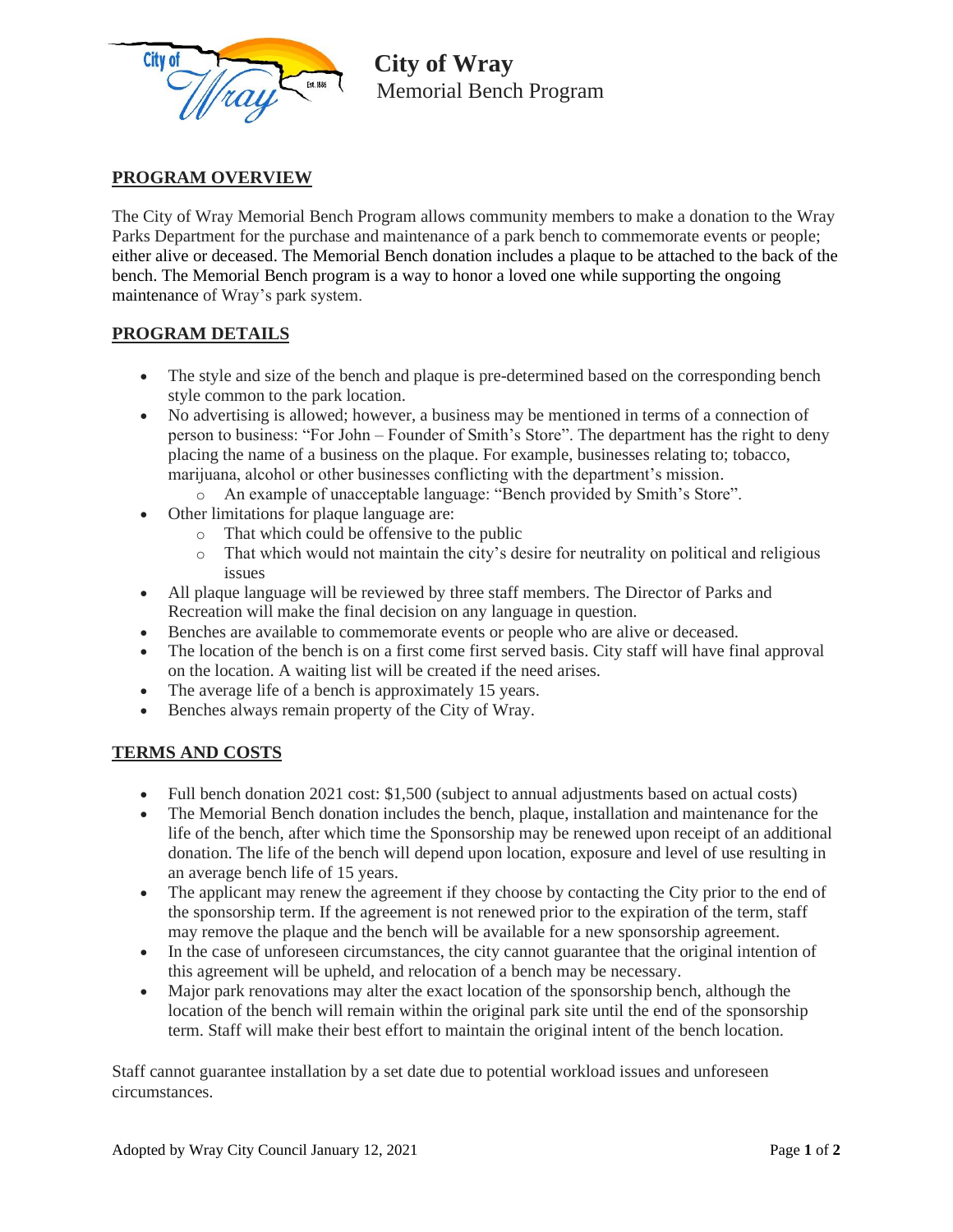# City of Wray

Memorial Bench Program

## PROGRAM OVERVIEW

The City of Wray Memorial Bench Program allows community members to make a donation to the Wray Parks Department for the purchase and maintenance of a park bench to commemorate events or people; either alive or deceased. The Memorial Bench donation includes a plaque to be attached to the back of the bench. The Memorial Bench program is a way to honor a loved one while supporting the ongoing maintenance of Wray's park system.

## PROGRAM DETAILS

- The style and size of the bench and plaque is pre-determined based on the corresponding bench style common to the park location.
- No advertising is allowed; however, a business may be mentioned in terms of a connection of person to business: "For John – Founder of Smith's Store". The department has the right to deny placing the name of a business on the plaque. For example, businesses relating to; tobacco, marijuana, alcohol or other businesses conflicting with the department's mission.
    - An example of unacceptable language: "Bench provided by Smith's Store".
- Other limitations for plaque language are:
    - That which could be offensive to the public
    - That which would not maintain the city's desire for neutrality on political and religious issues
- All plaque language will be reviewed by three staff members. The Director of Parks and Recreation will make the final decision on any language in question.
- Benches are available to commemorate events or people who are alive or deceased.
- The location of the bench is on a first come first served basis. City staff will have final approval on the location. A waiting list will be created if the need arises.
- The average life of a bench is approximately 15 years.
- Benches always remain property of the City of Wray.

## TERMS AND COSTS

- Full bench donation 2021 cost: $1,500 (subject to annual adjustments based on actual costs)
- The Memorial Bench donation includes the bench, plaque, installation and maintenance for the life of the bench, after which time the Sponsorship may be renewed upon receipt of an additional donation. The life of the bench will depend upon location, exposure and level of use resulting in an average bench life of 15 years.
- The applicant may renew the agreement if they choose by contacting the City prior to the end of the sponsorship term. If the agreement is not renewed prior to the expiration of the term, staff may remove the plaque and the bench will be available for a new sponsorship agreement.
- In the case of unforeseen circumstances, the city cannot guarantee that the original intention of this agreement will be upheld, and relocation of a bench may be necessary.
- Major park renovations may alter the exact location of the sponsorship bench, although the location of the bench will remain within the original park site until the end of the sponsorship term. Staff will make their best effort to maintain the original intent of the bench location.

Staff cannot guarantee installation by a set date due to potential workload issues and unforeseen circumstances.

Adopted by Wray City Council January 12, 2021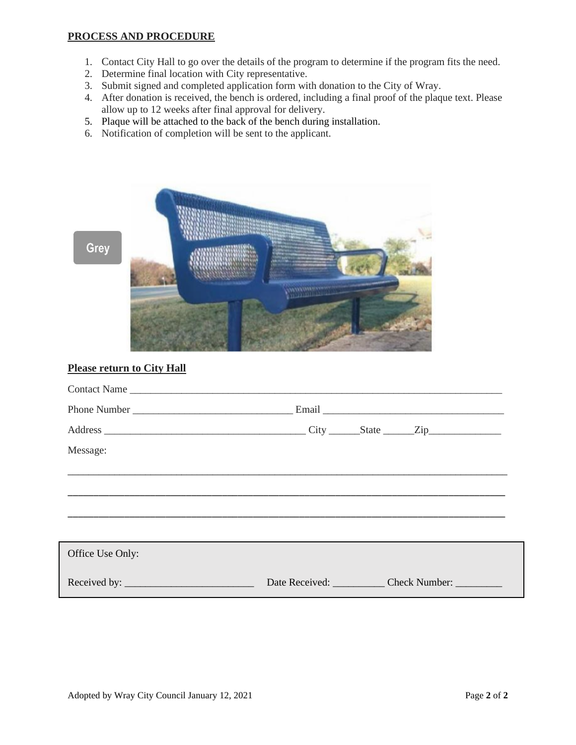## PROCESS AND PROCEDURE

1. Contact City Hall to go over the details of the program to determine if the program fits the need.
2. Determine final location with City representative.
3. Submit signed and completed application form with donation to the City of Wray.
4. After donation is received, the bench is ordered, including a final proof of the plaque text. Please allow up to 12 weeks after final approval for delivery.
5. Plaque will be attached to the back of the bench during installation.
6. Notification of completion will be sent to the applicant.

Grey

## Please return to City Hall

Contact Name ___________________________________________________________________________

Phone Number ______________________________ Email __________________________________

Address ______________________________________ City ______State ______Zip______________

Message:

_________________________________________________________________________________

_________________________________________________________________________________

_________________________________________________________________________________

Office Use Only:

Received by: _________________________ Date Received: __________ Check Number: _________

Adopted by Wray City Council January 12, 2021